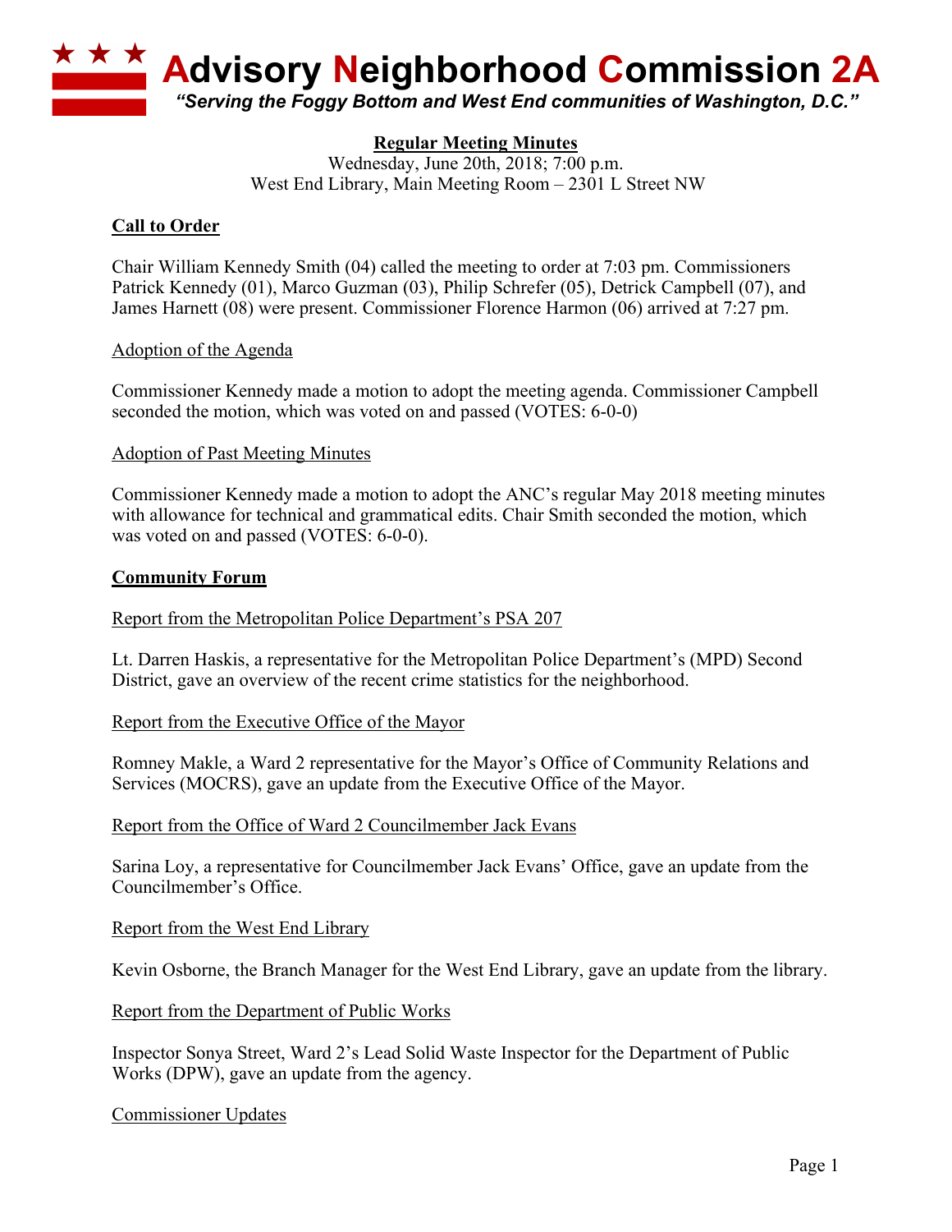# Advisory Neighborhood Commission 2A

*"Serving the Foggy Bottom and West End communities of Washington, D.C."*

**Regular Meeting Minutes**

Wednesday, June 20th, 2018; 7:00 p.m.
West End Library, Main Meeting Room – 2301 L Street NW

## Call to Order

Chair William Kennedy Smith (04) called the meeting to order at 7:03 pm. Commissioners Patrick Kennedy (01), Marco Guzman (03), Philip Schrefer (05), Detrick Campbell (07), and James Harnett (08) were present. Commissioner Florence Harmon (06) arrived at 7:27 pm.

### Adoption of the Agenda

Commissioner Kennedy made a motion to adopt the meeting agenda. Commissioner Campbell seconded the motion, which was voted on and passed (VOTES: 6-0-0)

### Adoption of Past Meeting Minutes

Commissioner Kennedy made a motion to adopt the ANC's regular May 2018 meeting minutes with allowance for technical and grammatical edits. Chair Smith seconded the motion, which was voted on and passed (VOTES: 6-0-0).

## Community Forum

### Report from the Metropolitan Police Department's PSA 207

Lt. Darren Haskis, a representative for the Metropolitan Police Department's (MPD) Second District, gave an overview of the recent crime statistics for the neighborhood.

### Report from the Executive Office of the Mayor

Romney Makle, a Ward 2 representative for the Mayor's Office of Community Relations and Services (MOCRS), gave an update from the Executive Office of the Mayor.

### Report from the Office of Ward 2 Councilmember Jack Evans

Sarina Loy, a representative for Councilmember Jack Evans' Office, gave an update from the Councilmember's Office.

### Report from the West End Library

Kevin Osborne, the Branch Manager for the West End Library, gave an update from the library.

### Report from the Department of Public Works

Inspector Sonya Street, Ward 2's Lead Solid Waste Inspector for the Department of Public Works (DPW), gave an update from the agency.

### Commissioner Updates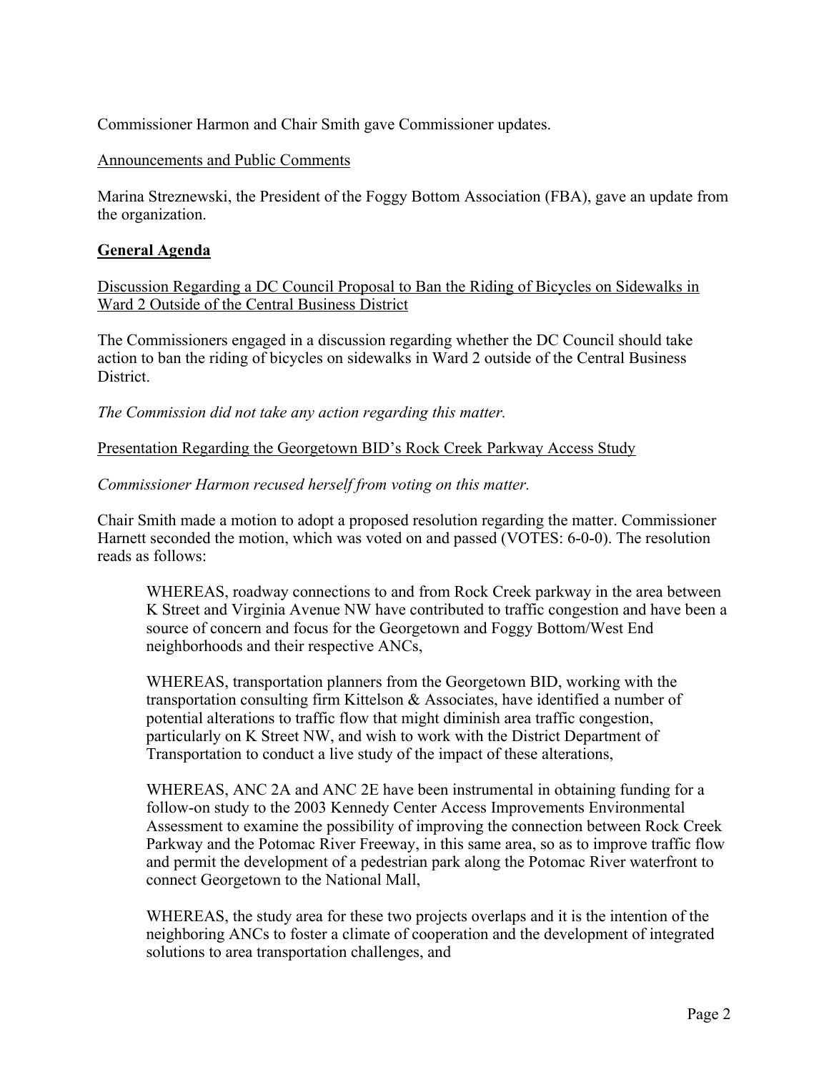Commissioner Harmon and Chair Smith gave Commissioner updates.

Announcements and Public Comments

Marina Streznewski, the President of the Foggy Bottom Association (FBA), gave an update from the organization.

## General Agenda

Discussion Regarding a DC Council Proposal to Ban the Riding of Bicycles on Sidewalks in Ward 2 Outside of the Central Business District

The Commissioners engaged in a discussion regarding whether the DC Council should take action to ban the riding of bicycles on sidewalks in Ward 2 outside of the Central Business District.

*The Commission did not take any action regarding this matter.*

Presentation Regarding the Georgetown BID's Rock Creek Parkway Access Study

*Commissioner Harmon recused herself from voting on this matter.*

Chair Smith made a motion to adopt a proposed resolution regarding the matter. Commissioner Harnett seconded the motion, which was voted on and passed (VOTES: 6-0-0). The resolution reads as follows:

> WHEREAS, roadway connections to and from Rock Creek parkway in the area between K Street and Virginia Avenue NW have contributed to traffic congestion and have been a source of concern and focus for the Georgetown and Foggy Bottom/West End neighborhoods and their respective ANCs,
>
> WHEREAS, transportation planners from the Georgetown BID, working with the transportation consulting firm Kittelson & Associates, have identified a number of potential alterations to traffic flow that might diminish area traffic congestion, particularly on K Street NW, and wish to work with the District Department of Transportation to conduct a live study of the impact of these alterations,
>
> WHEREAS, ANC 2A and ANC 2E have been instrumental in obtaining funding for a follow-on study to the 2003 Kennedy Center Access Improvements Environmental Assessment to examine the possibility of improving the connection between Rock Creek Parkway and the Potomac River Freeway, in this same area, so as to improve traffic flow and permit the development of a pedestrian park along the Potomac River waterfront to connect Georgetown to the National Mall,
>
> WHEREAS, the study area for these two projects overlaps and it is the intention of the neighboring ANCs to foster a climate of cooperation and the development of integrated solutions to area transportation challenges, and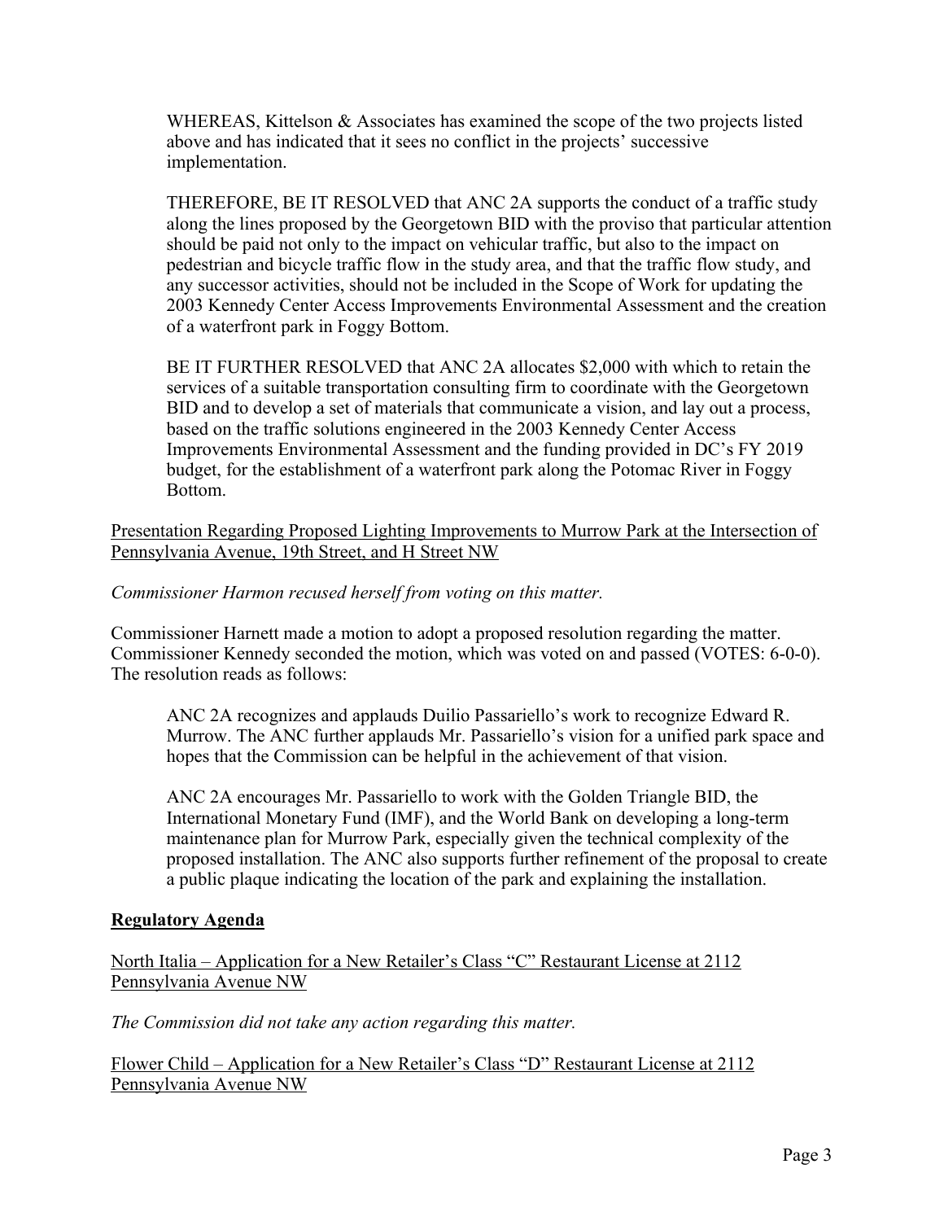WHEREAS, Kittelson & Associates has examined the scope of the two projects listed above and has indicated that it sees no conflict in the projects' successive implementation.

THEREFORE, BE IT RESOLVED that ANC 2A supports the conduct of a traffic study along the lines proposed by the Georgetown BID with the proviso that particular attention should be paid not only to the impact on vehicular traffic, but also to the impact on pedestrian and bicycle traffic flow in the study area, and that the traffic flow study, and any successor activities, should not be included in the Scope of Work for updating the 2003 Kennedy Center Access Improvements Environmental Assessment and the creation of a waterfront park in Foggy Bottom.

BE IT FURTHER RESOLVED that ANC 2A allocates $2,000 with which to retain the services of a suitable transportation consulting firm to coordinate with the Georgetown BID and to develop a set of materials that communicate a vision, and lay out a process, based on the traffic solutions engineered in the 2003 Kennedy Center Access Improvements Environmental Assessment and the funding provided in DC's FY 2019 budget, for the establishment of a waterfront park along the Potomac River in Foggy Bottom.

Presentation Regarding Proposed Lighting Improvements to Murrow Park at the Intersection of Pennsylvania Avenue, 19th Street, and H Street NW

*Commissioner Harmon recused herself from voting on this matter.*

Commissioner Harnett made a motion to adopt a proposed resolution regarding the matter. Commissioner Kennedy seconded the motion, which was voted on and passed (VOTES: 6-0-0). The resolution reads as follows:

ANC 2A recognizes and applauds Duilio Passariello's work to recognize Edward R. Murrow. The ANC further applauds Mr. Passariello's vision for a unified park space and hopes that the Commission can be helpful in the achievement of that vision.

ANC 2A encourages Mr. Passariello to work with the Golden Triangle BID, the International Monetary Fund (IMF), and the World Bank on developing a long-term maintenance plan for Murrow Park, especially given the technical complexity of the proposed installation. The ANC also supports further refinement of the proposal to create a public plaque indicating the location of the park and explaining the installation.

**Regulatory Agenda**

North Italia – Application for a New Retailer's Class "C" Restaurant License at 2112 Pennsylvania Avenue NW

*The Commission did not take any action regarding this matter.*

Flower Child – Application for a New Retailer's Class "D" Restaurant License at 2112 Pennsylvania Avenue NW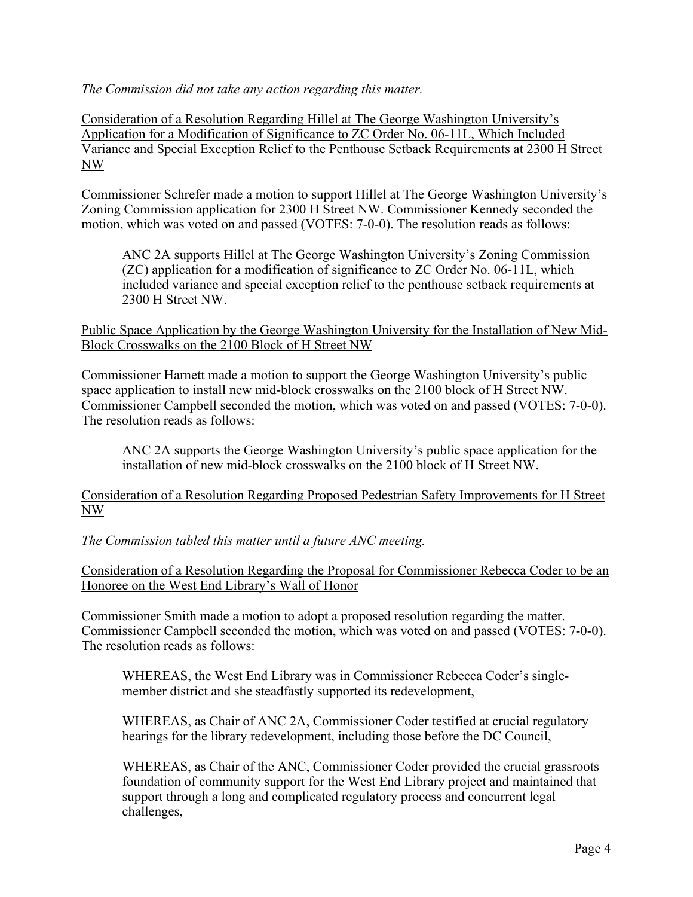*The Commission did not take any action regarding this matter.*

<u>Consideration of a Resolution Regarding Hillel at The George Washington University's Application for a Modification of Significance to ZC Order No. 06-11L, Which Included Variance and Special Exception Relief to the Penthouse Setback Requirements at 2300 H Street NW</u>

Commissioner Schrefer made a motion to support Hillel at The George Washington University's Zoning Commission application for 2300 H Street NW. Commissioner Kennedy seconded the motion, which was voted on and passed (VOTES: 7-0-0). The resolution reads as follows:

> ANC 2A supports Hillel at The George Washington University's Zoning Commission (ZC) application for a modification of significance to ZC Order No. 06-11L, which included variance and special exception relief to the penthouse setback requirements at 2300 H Street NW.

<u>Public Space Application by the George Washington University for the Installation of New Mid-Block Crosswalks on the 2100 Block of H Street NW</u>

Commissioner Harnett made a motion to support the George Washington University's public space application to install new mid-block crosswalks on the 2100 block of H Street NW. Commissioner Campbell seconded the motion, which was voted on and passed (VOTES: 7-0-0). The resolution reads as follows:

> ANC 2A supports the George Washington University's public space application for the installation of new mid-block crosswalks on the 2100 block of H Street NW.

<u>Consideration of a Resolution Regarding Proposed Pedestrian Safety Improvements for H Street NW</u>

*The Commission tabled this matter until a future ANC meeting.*

<u>Consideration of a Resolution Regarding the Proposal for Commissioner Rebecca Coder to be an Honoree on the West End Library's Wall of Honor</u>

Commissioner Smith made a motion to adopt a proposed resolution regarding the matter. Commissioner Campbell seconded the motion, which was voted on and passed (VOTES: 7-0-0). The resolution reads as follows:

> WHEREAS, the West End Library was in Commissioner Rebecca Coder's single-member district and she steadfastly supported its redevelopment,
>
> WHEREAS, as Chair of ANC 2A, Commissioner Coder testified at crucial regulatory hearings for the library redevelopment, including those before the DC Council,
>
> WHEREAS, as Chair of the ANC, Commissioner Coder provided the crucial grassroots foundation of community support for the West End Library project and maintained that support through a long and complicated regulatory process and concurrent legal challenges,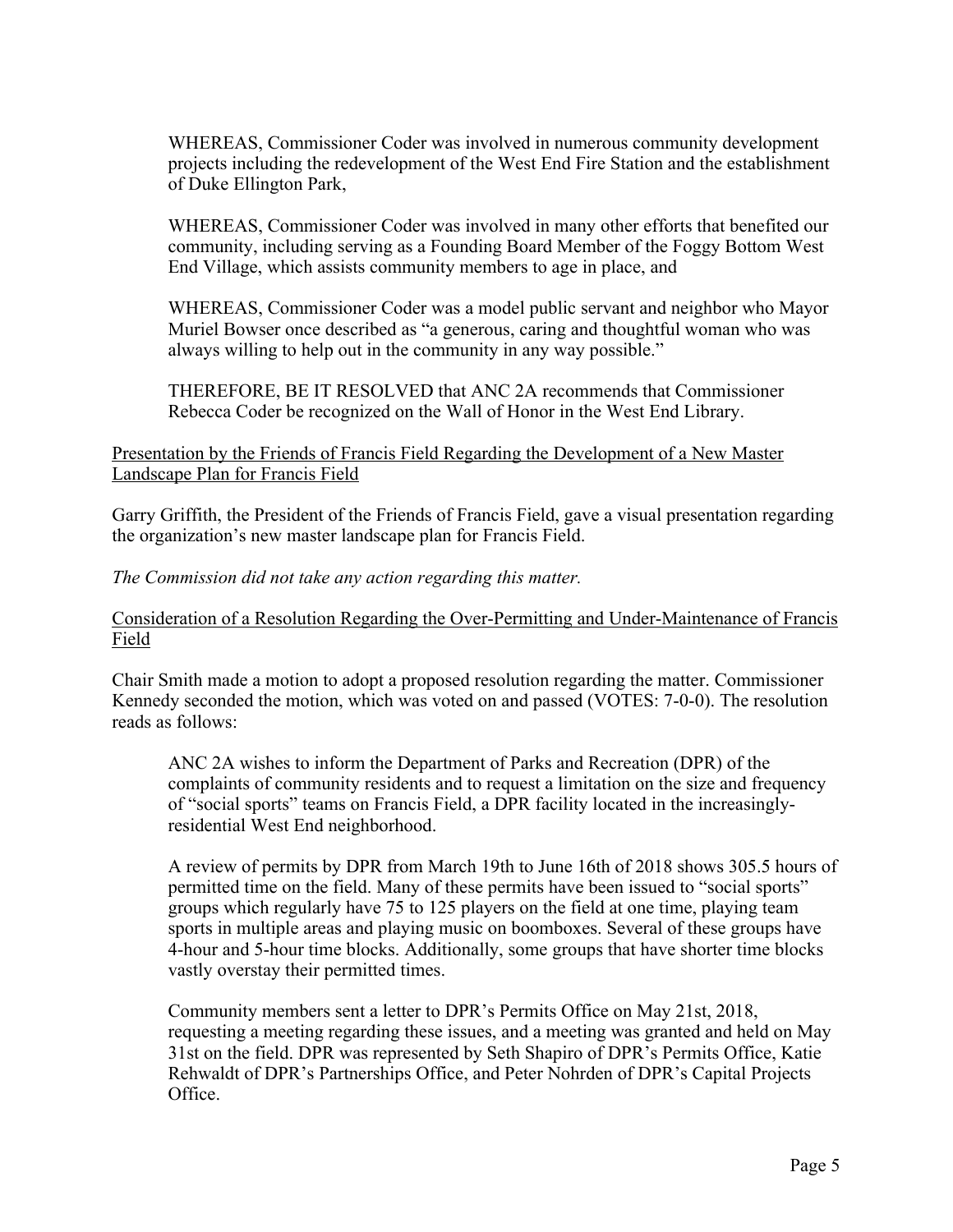> WHEREAS, Commissioner Coder was involved in numerous community development projects including the redevelopment of the West End Fire Station and the establishment of Duke Ellington Park,
>
> WHEREAS, Commissioner Coder was involved in many other efforts that benefited our community, including serving as a Founding Board Member of the Foggy Bottom West End Village, which assists community members to age in place, and
>
> WHEREAS, Commissioner Coder was a model public servant and neighbor who Mayor Muriel Bowser once described as "a generous, caring and thoughtful woman who was always willing to help out in the community in any way possible."
>
> THEREFORE, BE IT RESOLVED that ANC 2A recommends that Commissioner Rebecca Coder be recognized on the Wall of Honor in the West End Library.

<u>Presentation by the Friends of Francis Field Regarding the Development of a New Master Landscape Plan for Francis Field</u>

Garry Griffith, the President of the Friends of Francis Field, gave a visual presentation regarding the organization's new master landscape plan for Francis Field.

*The Commission did not take any action regarding this matter.*

<u>Consideration of a Resolution Regarding the Over-Permitting and Under-Maintenance of Francis Field</u>

Chair Smith made a motion to adopt a proposed resolution regarding the matter. Commissioner Kennedy seconded the motion, which was voted on and passed (VOTES: 7-0-0). The resolution reads as follows:

> ANC 2A wishes to inform the Department of Parks and Recreation (DPR) of the complaints of community residents and to request a limitation on the size and frequency of "social sports" teams on Francis Field, a DPR facility located in the increasingly-residential West End neighborhood.
>
> A review of permits by DPR from March 19th to June 16th of 2018 shows 305.5 hours of permitted time on the field. Many of these permits have been issued to "social sports" groups which regularly have 75 to 125 players on the field at one time, playing team sports in multiple areas and playing music on boomboxes. Several of these groups have 4-hour and 5-hour time blocks. Additionally, some groups that have shorter time blocks vastly overstay their permitted times.
>
> Community members sent a letter to DPR's Permits Office on May 21st, 2018, requesting a meeting regarding these issues, and a meeting was granted and held on May 31st on the field. DPR was represented by Seth Shapiro of DPR's Permits Office, Katie Rehwaldt of DPR's Partnerships Office, and Peter Nohrden of DPR's Capital Projects Office.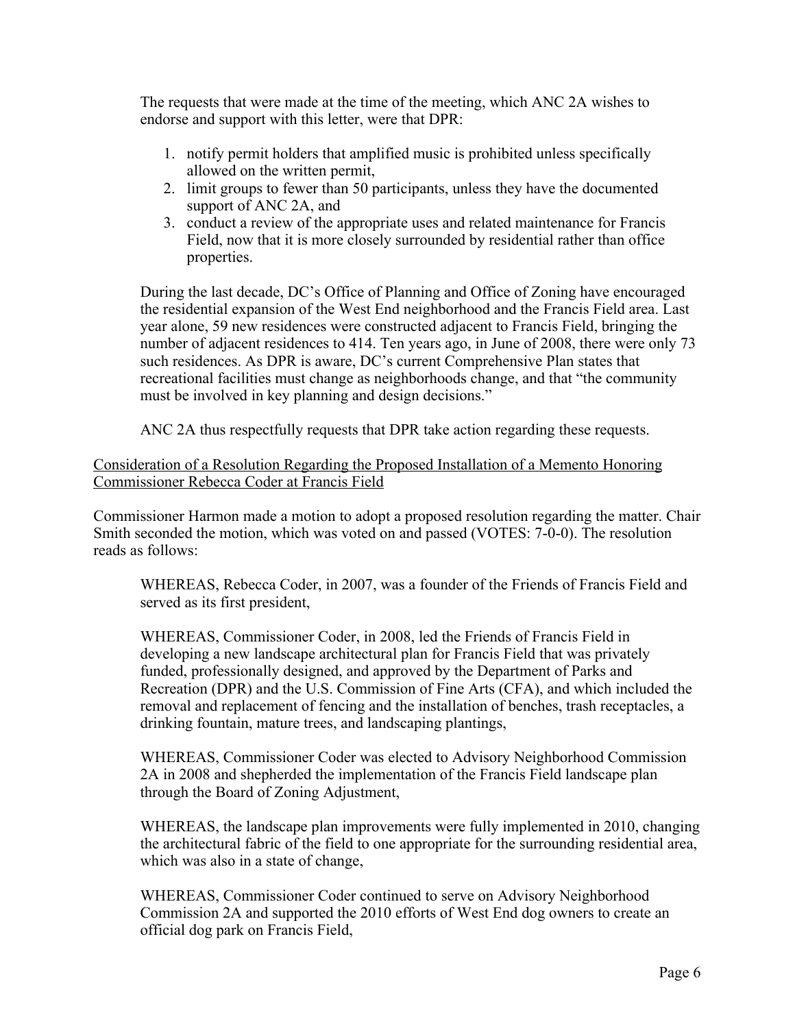The requests that were made at the time of the meeting, which ANC 2A wishes to endorse and support with this letter, were that DPR:

1. notify permit holders that amplified music is prohibited unless specifically allowed on the written permit,
2. limit groups to fewer than 50 participants, unless they have the documented support of ANC 2A, and
3. conduct a review of the appropriate uses and related maintenance for Francis Field, now that it is more closely surrounded by residential rather than office properties.

During the last decade, DC's Office of Planning and Office of Zoning have encouraged the residential expansion of the West End neighborhood and the Francis Field area. Last year alone, 59 new residences were constructed adjacent to Francis Field, bringing the number of adjacent residences to 414. Ten years ago, in June of 2008, there were only 73 such residences. As DPR is aware, DC's current Comprehensive Plan states that recreational facilities must change as neighborhoods change, and that "the community must be involved in key planning and design decisions."

ANC 2A thus respectfully requests that DPR take action regarding these requests.

<u>Consideration of a Resolution Regarding the Proposed Installation of a Memento Honoring Commissioner Rebecca Coder at Francis Field</u>

Commissioner Harmon made a motion to adopt a proposed resolution regarding the matter. Chair Smith seconded the motion, which was voted on and passed (VOTES: 7-0-0). The resolution reads as follows:

WHEREAS, Rebecca Coder, in 2007, was a founder of the Friends of Francis Field and served as its first president,

WHEREAS, Commissioner Coder, in 2008, led the Friends of Francis Field in developing a new landscape architectural plan for Francis Field that was privately funded, professionally designed, and approved by the Department of Parks and Recreation (DPR) and the U.S. Commission of Fine Arts (CFA), and which included the removal and replacement of fencing and the installation of benches, trash receptacles, a drinking fountain, mature trees, and landscaping plantings,

WHEREAS, Commissioner Coder was elected to Advisory Neighborhood Commission 2A in 2008 and shepherded the implementation of the Francis Field landscape plan through the Board of Zoning Adjustment,

WHEREAS, the landscape plan improvements were fully implemented in 2010, changing the architectural fabric of the field to one appropriate for the surrounding residential area, which was also in a state of change,

WHEREAS, Commissioner Coder continued to serve on Advisory Neighborhood Commission 2A and supported the 2010 efforts of West End dog owners to create an official dog park on Francis Field,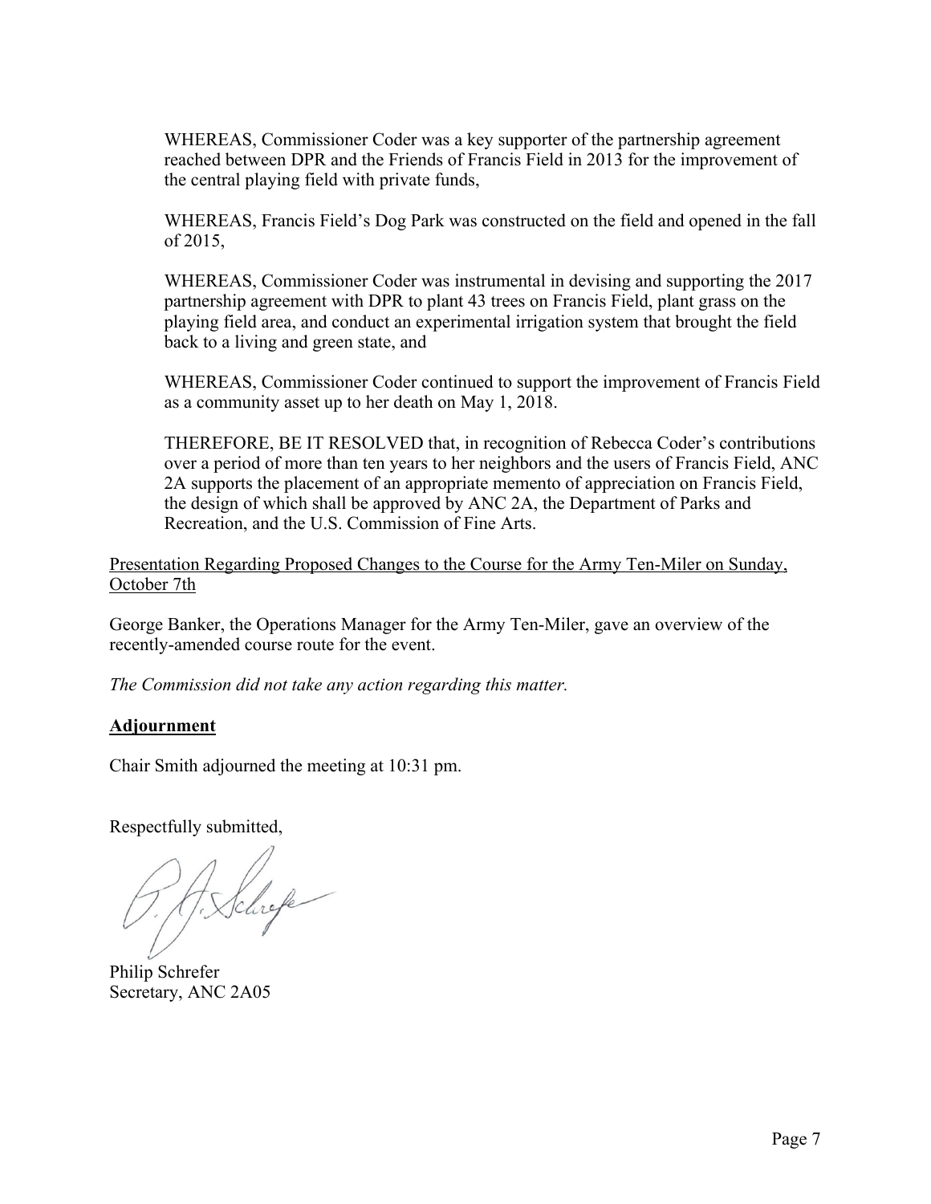WHEREAS, Commissioner Coder was a key supporter of the partnership agreement reached between DPR and the Friends of Francis Field in 2013 for the improvement of the central playing field with private funds,

WHEREAS, Francis Field's Dog Park was constructed on the field and opened in the fall of 2015,

WHEREAS, Commissioner Coder was instrumental in devising and supporting the 2017 partnership agreement with DPR to plant 43 trees on Francis Field, plant grass on the playing field area, and conduct an experimental irrigation system that brought the field back to a living and green state, and

WHEREAS, Commissioner Coder continued to support the improvement of Francis Field as a community asset up to her death on May 1, 2018.

THEREFORE, BE IT RESOLVED that, in recognition of Rebecca Coder's contributions over a period of more than ten years to her neighbors and the users of Francis Field, ANC 2A supports the placement of an appropriate memento of appreciation on Francis Field, the design of which shall be approved by ANC 2A, the Department of Parks and Recreation, and the U.S. Commission of Fine Arts.

Presentation Regarding Proposed Changes to the Course for the Army Ten-Miler on Sunday, October 7th

George Banker, the Operations Manager for the Army Ten-Miler, gave an overview of the recently-amended course route for the event.

*The Commission did not take any action regarding this matter.*

**Adjournment**

Chair Smith adjourned the meeting at 10:31 pm.

Respectfully submitted,

Philip Schrefer
Secretary, ANC 2A05